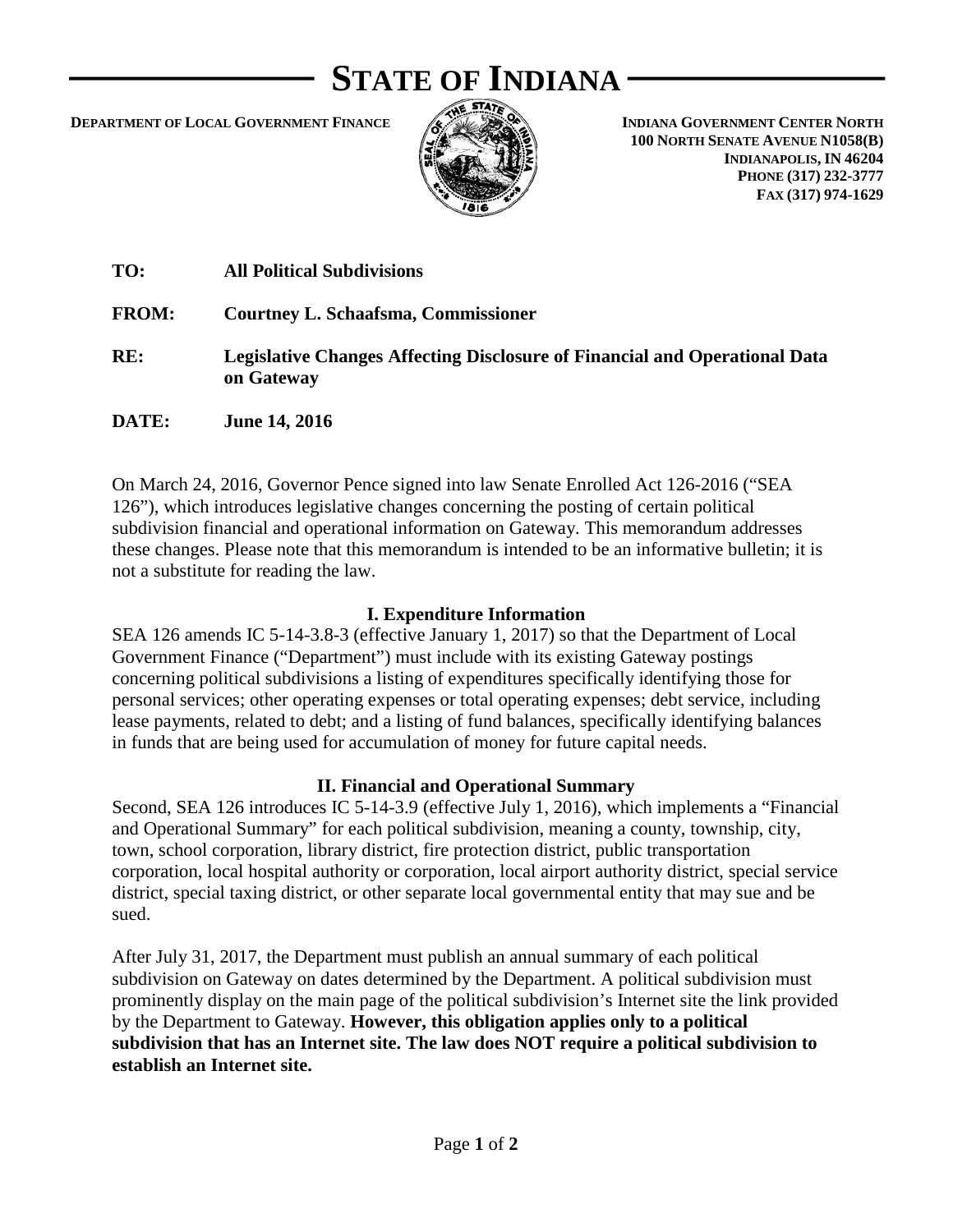# STATE OF INDIANA

**DEPARTMENT OF LOCAL GOVERNMENT FINANCE**

**INDIANA GOVERNMENT CENTER NORTH**
**100 NORTH SENATE AVENUE N1058(B)**
**INDIANAPOLIS, IN 46204**
**PHONE (317) 232-3777**
**FAX (317) 974-1629**

**TO:** **All Political Subdivisions**

**FROM:** **Courtney L. Schaafsma, Commissioner**

**RE:** **Legislative Changes Affecting Disclosure of Financial and Operational Data on Gateway**

**DATE:** **June 14, 2016**

On March 24, 2016, Governor Pence signed into law Senate Enrolled Act 126-2016 ("SEA 126"), which introduces legislative changes concerning the posting of certain political subdivision financial and operational information on Gateway. This memorandum addresses these changes. Please note that this memorandum is intended to be an informative bulletin; it is not a substitute for reading the law.

## I. Expenditure Information

SEA 126 amends IC 5-14-3.8-3 (effective January 1, 2017) so that the Department of Local Government Finance ("Department") must include with its existing Gateway postings concerning political subdivisions a listing of expenditures specifically identifying those for personal services; other operating expenses or total operating expenses; debt service, including lease payments, related to debt; and a listing of fund balances, specifically identifying balances in funds that are being used for accumulation of money for future capital needs.

## II. Financial and Operational Summary

Second, SEA 126 introduces IC 5-14-3.9 (effective July 1, 2016), which implements a "Financial and Operational Summary" for each political subdivision, meaning a county, township, city, town, school corporation, library district, fire protection district, public transportation corporation, local hospital authority or corporation, local airport authority district, special service district, special taxing district, or other separate local governmental entity that may sue and be sued.

After July 31, 2017, the Department must publish an annual summary of each political subdivision on Gateway on dates determined by the Department. A political subdivision must prominently display on the main page of the political subdivision's Internet site the link provided by the Department to Gateway. **However, this obligation applies only to a political subdivision that has an Internet site. The law does NOT require a political subdivision to establish an Internet site.**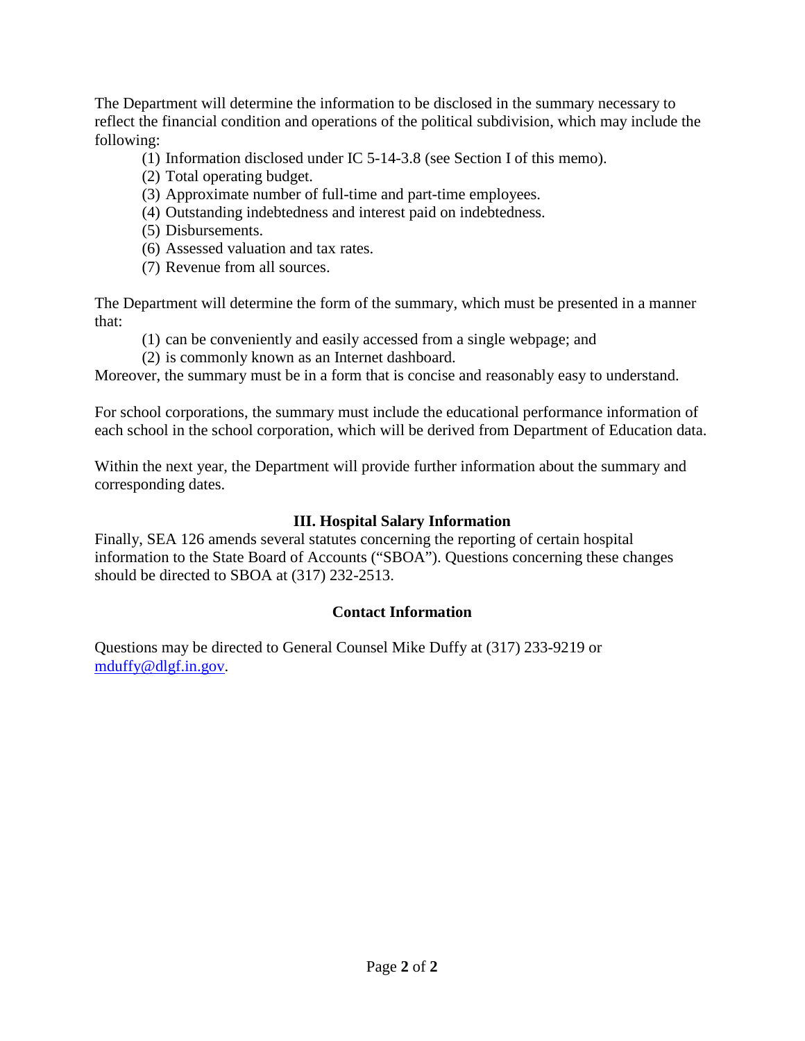The Department will determine the information to be disclosed in the summary necessary to reflect the financial condition and operations of the political subdivision, which may include the following:

(1) Information disclosed under IC 5-14-3.8 (see Section I of this memo).
(2) Total operating budget.
(3) Approximate number of full-time and part-time employees.
(4) Outstanding indebtedness and interest paid on indebtedness.
(5) Disbursements.
(6) Assessed valuation and tax rates.
(7) Revenue from all sources.

The Department will determine the form of the summary, which must be presented in a manner that:

(1) can be conveniently and easily accessed from a single webpage; and
(2) is commonly known as an Internet dashboard.

Moreover, the summary must be in a form that is concise and reasonably easy to understand.

For school corporations, the summary must include the educational performance information of each school in the school corporation, which will be derived from Department of Education data.

Within the next year, the Department will provide further information about the summary and corresponding dates.

## III. Hospital Salary Information

Finally, SEA 126 amends several statutes concerning the reporting of certain hospital information to the State Board of Accounts ("SBOA"). Questions concerning these changes should be directed to SBOA at (317) 232-2513.

## Contact Information

Questions may be directed to General Counsel Mike Duffy at (317) 233-9219 or mduffy@dlgf.in.gov.